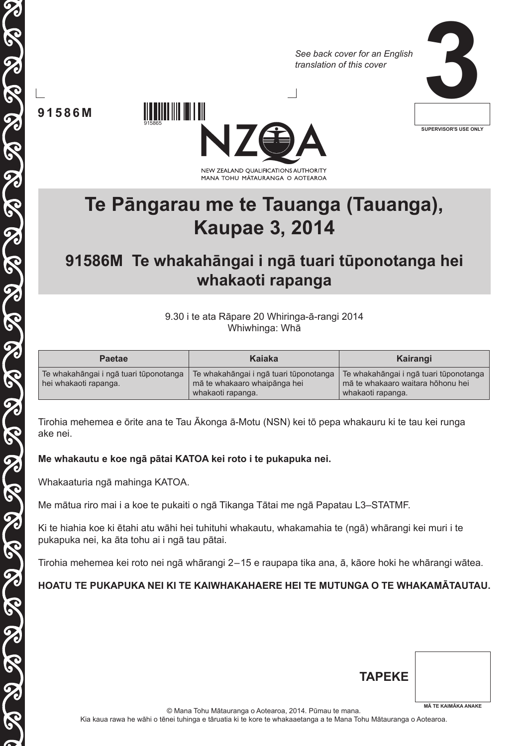*See back cover for an English translation of this cover*

**3**

SUPERVISOR'S USE ONLY

**91586M**

915865

NEW ZEALAND QUALIFICATIONS AUTHORITY
MANA TOHU MĀTAURANGA O AOTEAROA

# Te Pāngarau me te Tauanga (Tauanga), Kaupae 3, 2014

## 91586M Te whakahāngai i ngā tuari tūponotanga hei whakaoti rapanga

9.30 i te ata Rāpare 20 Whiringa-ā-rangi 2014
Whiwhinga: Whā

| Paetae | Kaiaka | Kairangi |
|---|---|---|
| Te whakahāngai i ngā tuari tūponotanga hei whakaoti rapanga. | Te whakahāngai i ngā tuari tūponotanga mā te whakaaro whaipānga hei whakaoti rapanga. | Te whakahāngai i ngā tuari tūponotanga mā te whakaaro waitara hōhonu hei whakaoti rapanga. |

Tirohia mehemea e ōrite ana te Tau Ākonga ā-Motu (NSN) kei tō pepa whakauru ki te tau kei runga ake nei.

**Me whakautu e koe ngā pātai KATOA kei roto i te pukapuka nei.**

Whakaaturia ngā mahinga KATOA.

Me mātua riro mai i a koe te pukaiti o ngā Tikanga Tātai me ngā Papatau L3–STATMF.

Ki te hiahia koe ki ētahi atu wāhi hei tuhituhi whakautu, whakamahia te (ngā) whārangi kei muri i te pukapuka nei, ka āta tohu ai i ngā tau pātai.

Tirohia mehemea kei roto nei ngā whārangi 2–15 e raupapa tika ana, ā, kāore hoki he whārangi wātea.

**HOATU TE PUKAPUKA NEI KI TE KAIWHAKAHAERE HEI TE MUTUNGA O TE WHAKAMĀTAUTAU.**

**TAPEKE**

MĀ TE KAIMĀKA ANAKE

© Mana Tohu Mātauranga o Aotearoa, 2014. Pūmau te mana.
Kia kaua rawa he wāhi o tēnei tuhinga e tāruatia ki te kore te whakaaetanga a te Mana Tohu Mātauranga o Aotearoa.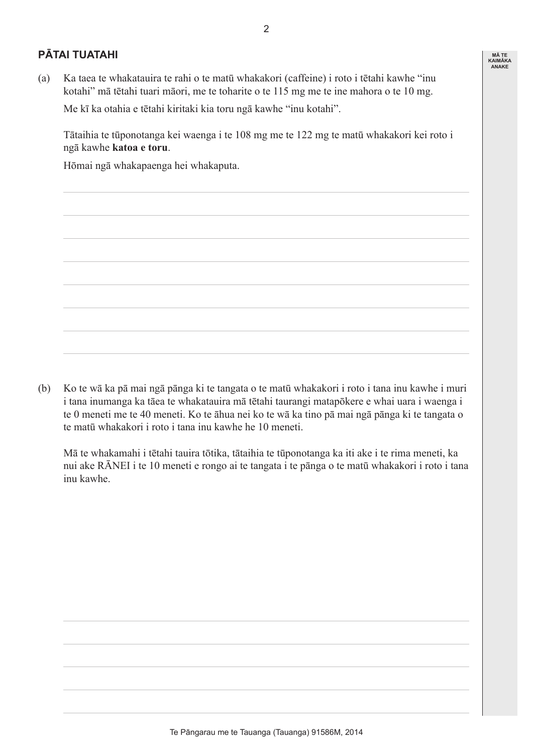## PĀTAI TUATAHI

(a) Ka taea te whakatauira te rahi o te matū whakakori (caffeine) i roto i tētahi kawhe "inu kotahi" mā tētahi tuari māori, me te toharite o te 115 mg me te ine mahora o te 10 mg.

Me kī ka otahia e tētahi kiritaki kia toru ngā kawhe "inu kotahi".

Tātaihia te tūponotanga kei waenga i te 108 mg me te 122 mg te matū whakakori kei roto i ngā kawhe **katoa e toru**.

Hōmai ngā whakapaenga hei whakaputa.

(b) Ko te wā ka pā mai ngā pānga ki te tangata o te matū whakakori i roto i tana inu kawhe i muri i tana inumanga ka tāea te whakatauira mā tētahi taurangi matapōkere e whai uara i waenga i te 0 meneti me te 40 meneti. Ko te āhua nei ko te wā ka tino pā mai ngā pānga ki te tangata o te matū whakakori i roto i tana inu kawhe he 10 meneti.

Mā te whakamahi i tētahi tauira tōtika, tātaihia te tūponotanga ka iti ake i te rima meneti, ka nui ake RĀNEI i te 10 meneti e rongo ai te tangata i te pānga o te matū whakakori i roto i tana inu kawhe.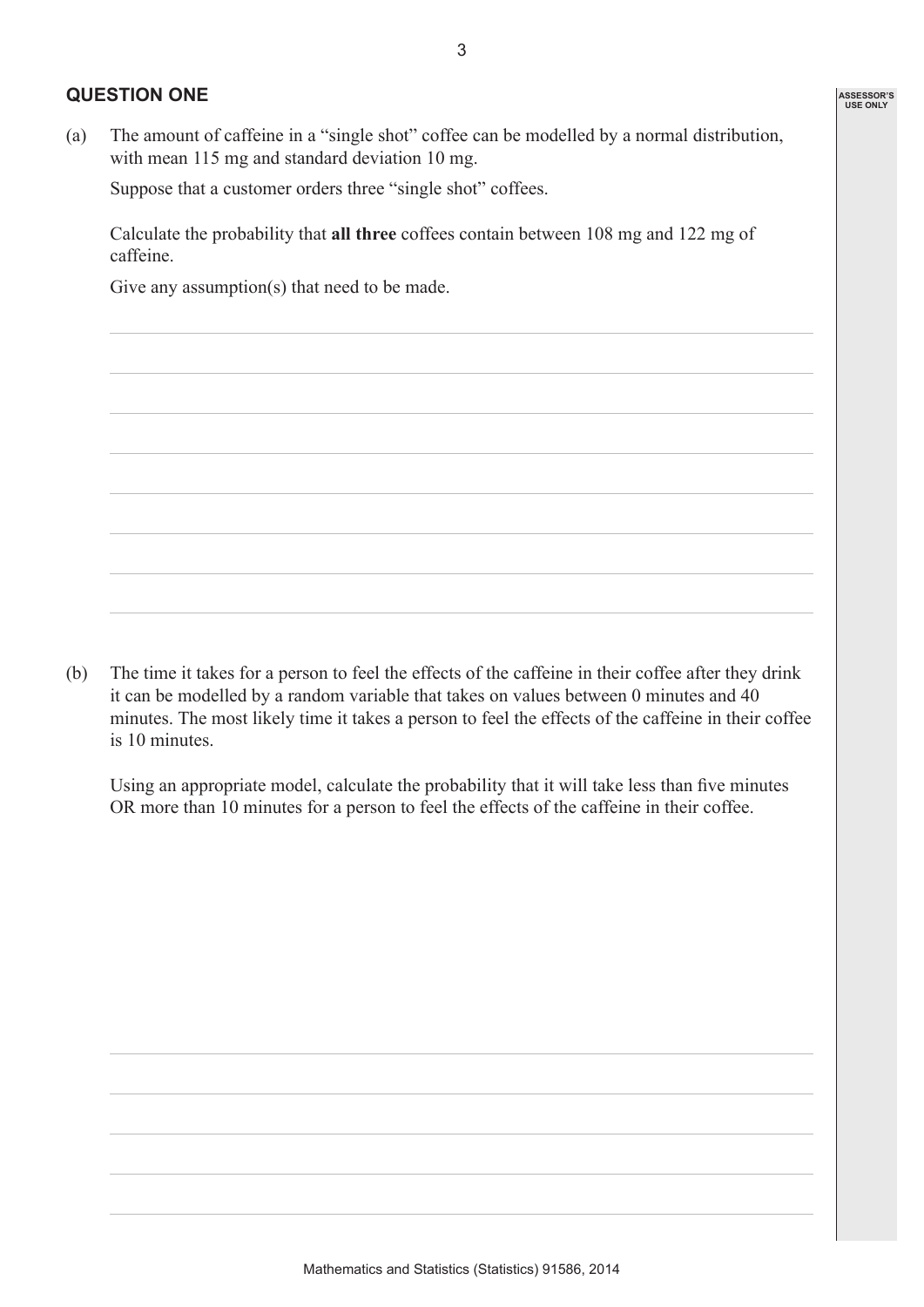## QUESTION ONE

(a) The amount of caffeine in a "single shot" coffee can be modelled by a normal distribution, with mean 115 mg and standard deviation 10 mg.

Suppose that a customer orders three "single shot" coffees.

Calculate the probability that **all three** coffees contain between 108 mg and 122 mg of caffeine.

Give any assumption(s) that need to be made.

(b) The time it takes for a person to feel the effects of the caffeine in their coffee after they drink it can be modelled by a random variable that takes on values between 0 minutes and 40 minutes. The most likely time it takes a person to feel the effects of the caffeine in their coffee is 10 minutes.

Using an appropriate model, calculate the probability that it will take less than five minutes OR more than 10 minutes for a person to feel the effects of the caffeine in their coffee.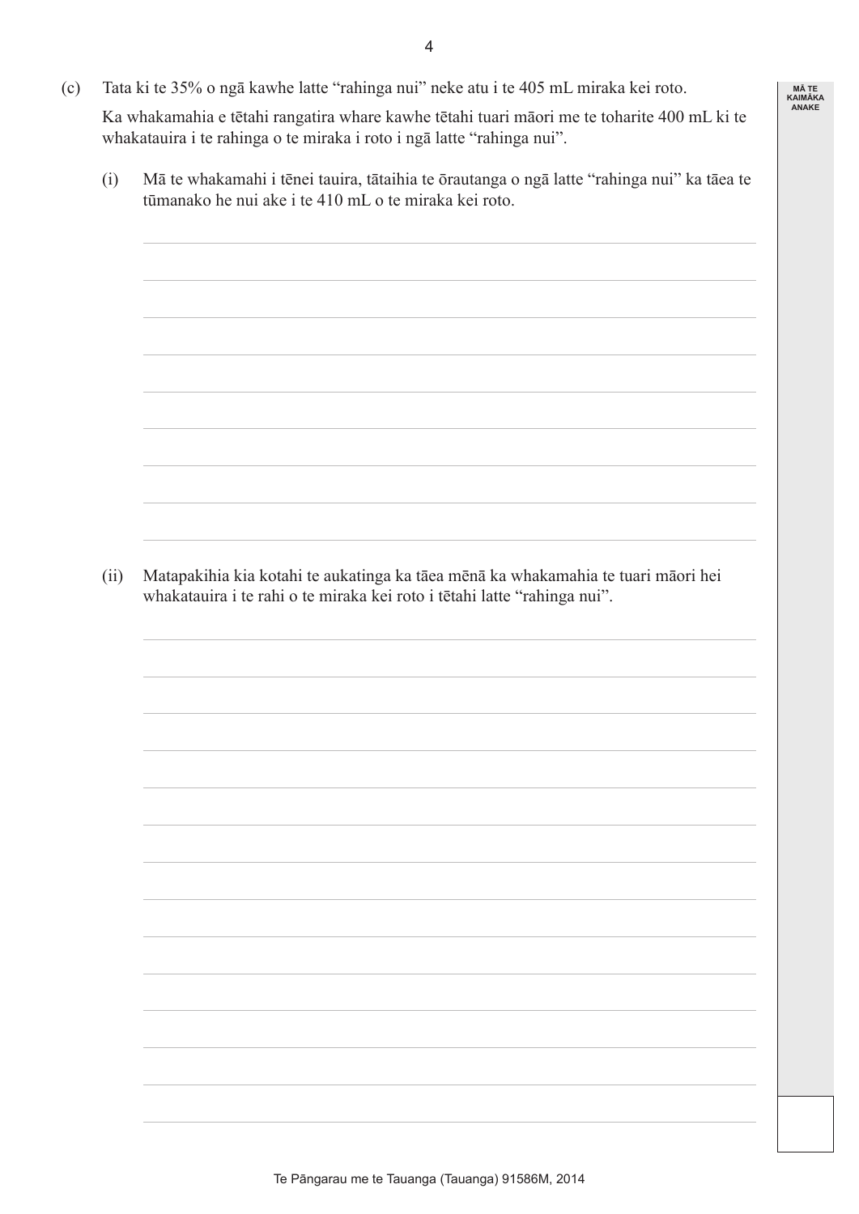(c) Tata ki te 35% o ngā kawhe latte "rahinga nui" neke atu i te 405 mL miraka kei roto.

Ka whakamahia e tētahi rangatira whare kawhe tētahi tuari māori me te toharite 400 mL ki te whakatauira i te rahinga o te miraka i roto i ngā latte "rahinga nui".

(i) Mā te whakamahi i tēnei tauira, tātaihia te ōrautanga o ngā latte "rahinga nui" ka tāea te tūmanako he nui ake i te 410 mL o te miraka kei roto.

(ii) Matapakihia kia kotahi te aukatinga ka tāea mēnā ka whakamahia te tuari māori hei whakatauira i te rahi o te miraka kei roto i tētahi latte "rahinga nui".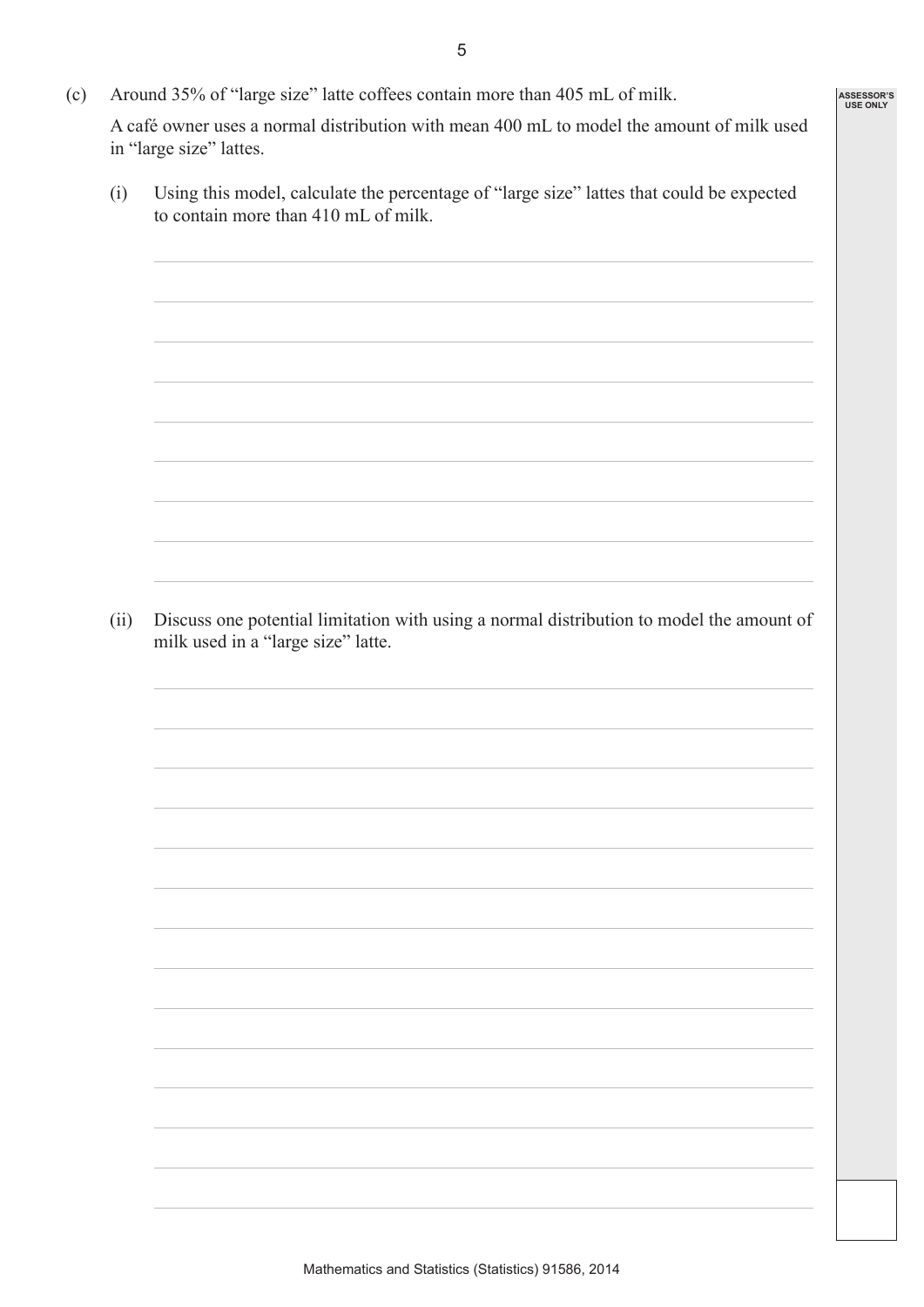(c) Around 35% of "large size" latte coffees contain more than 405 mL of milk.

A café owner uses a normal distribution with mean 400 mL to model the amount of milk used in "large size" lattes.

(i) Using this model, calculate the percentage of "large size" lattes that could be expected to contain more than 410 mL of milk.

(ii) Discuss one potential limitation with using a normal distribution to model the amount of milk used in a "large size" latte.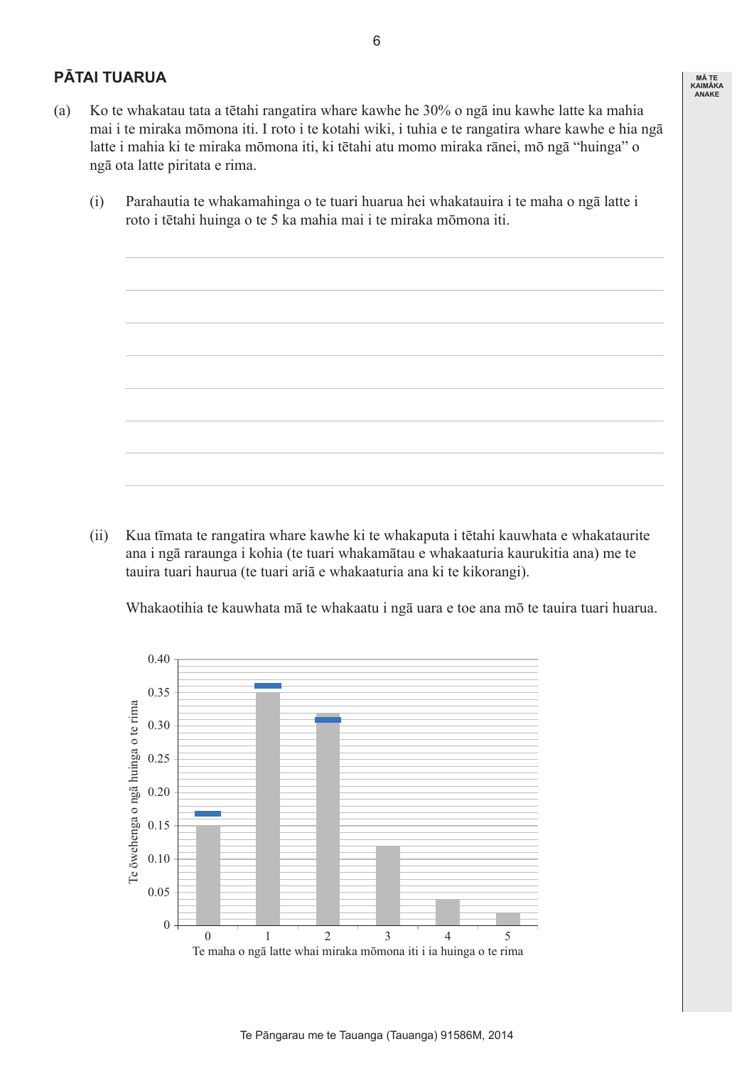## PĀTAI TUARUA

(a) Ko te whakatau tata a tētahi rangatira whare kawhe he 30% o ngā inu kawhe latte ka mahia mai i te miraka mōmona iti. I roto i te kotahi wiki, i tuhia e te rangatira whare kawhe e hia ngā latte i mahia ki te miraka mōmona iti, ki tētahi atu momo miraka rānei, mō ngā "huinga" o ngā ota latte piritata e rima.

(i) Parahautia te whakamahinga o te tuari huarua hei whakatauira i te maha o ngā latte i roto i tētahi huinga o te 5 ka mahia mai i te miraka mōmona iti.

(ii) Kua tīmata te rangatira whare kawhe ki te whakaputa i tētahi kauwhata e whakataurite ana i ngā raraunga i kohia (te tuari whakamātau e whakaaturia kaurukitia ana) me te tauira tuari haurua (te tuari ariā e whakaaturia ana ki te kikorangi).

Whakaotihia te kauwhata mā te whakaatu i ngā uara e toe ana mō te tauira tuari huarua.

| Te maha o ngā latte whai miraka mōmona iti i ia huinga o te rima | 0 | 1 | 2 | 3 | 4 | 5 |
|---|---|---|---|---|---|---|
| Te ōwehenga o ngā huinga o te rima (whakamātau) | 0.15 | 0.35 | 0.32 | 0.12 | 0.04 | 0.02 |
| Tauira tuari huarua (kikorangi) | 0.17 | 0.36 | 0.31 | | | |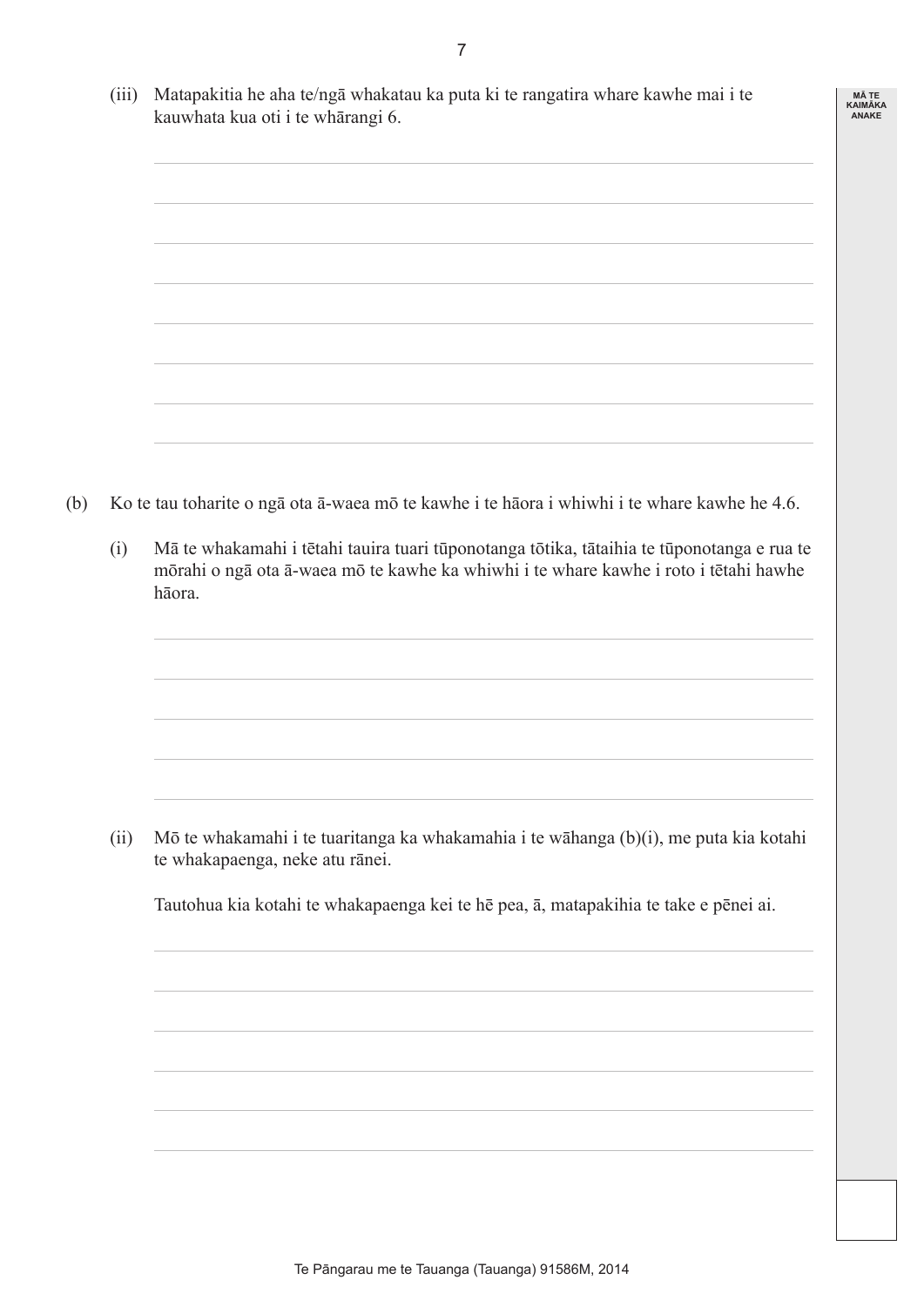(iii) Matapakitia he aha te/ngā whakatau ka puta ki te rangatira whare kawhe mai i te kauwhata kua oti i te whārangi 6.

(b) Ko te tau toharite o ngā ota ā-waea mō te kawhe i te hāora i whiwhi i te whare kawhe he 4.6.

(i) Mā te whakamahi i tētahi tauira tuari tūponotanga tōtika, tātaihia te tūponotanga e rua te mōrahi o ngā ota ā-waea mō te kawhe ka whiwhi i te whare kawhe i roto i tētahi hawhe hāora.

(ii) Mō te whakamahi i te tuaritanga ka whakamahia i te wāhanga (b)(i), me puta kia kotahi te whakapaenga, neke atu rānei.

Tautohua kia kotahi te whakapaenga kei te hē pea, ā, matapakihia te take e pēnei ai.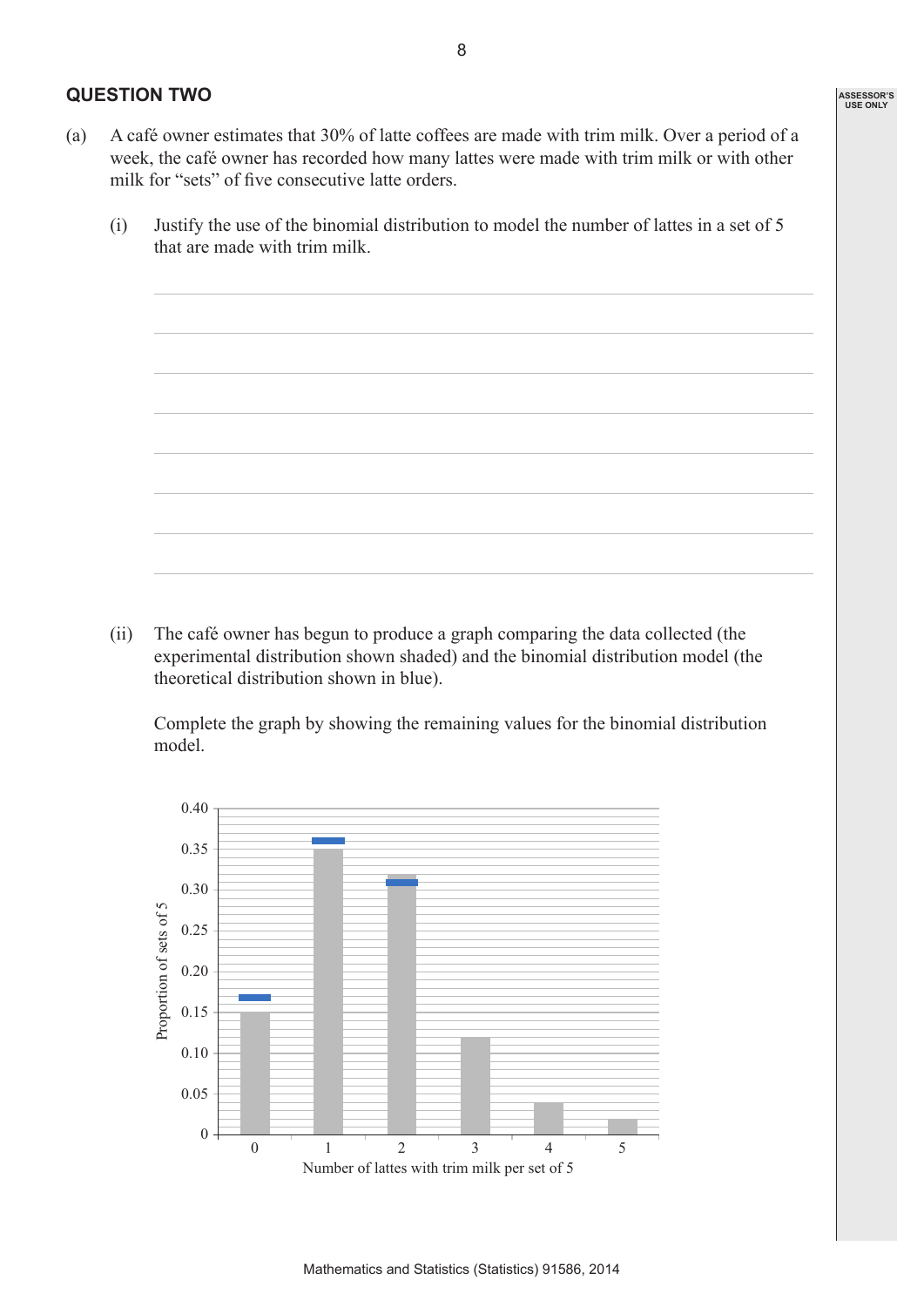## QUESTION TWO

(a) A café owner estimates that 30% of latte coffees are made with trim milk. Over a period of a week, the café owner has recorded how many lattes were made with trim milk or with other milk for "sets" of five consecutive latte orders.

(i) Justify the use of the binomial distribution to model the number of lattes in a set of 5 that are made with trim milk.

(ii) The café owner has begun to produce a graph comparing the data collected (the experimental distribution shown shaded) and the binomial distribution model (the theoretical distribution shown in blue).

Complete the graph by showing the remaining values for the binomial distribution model.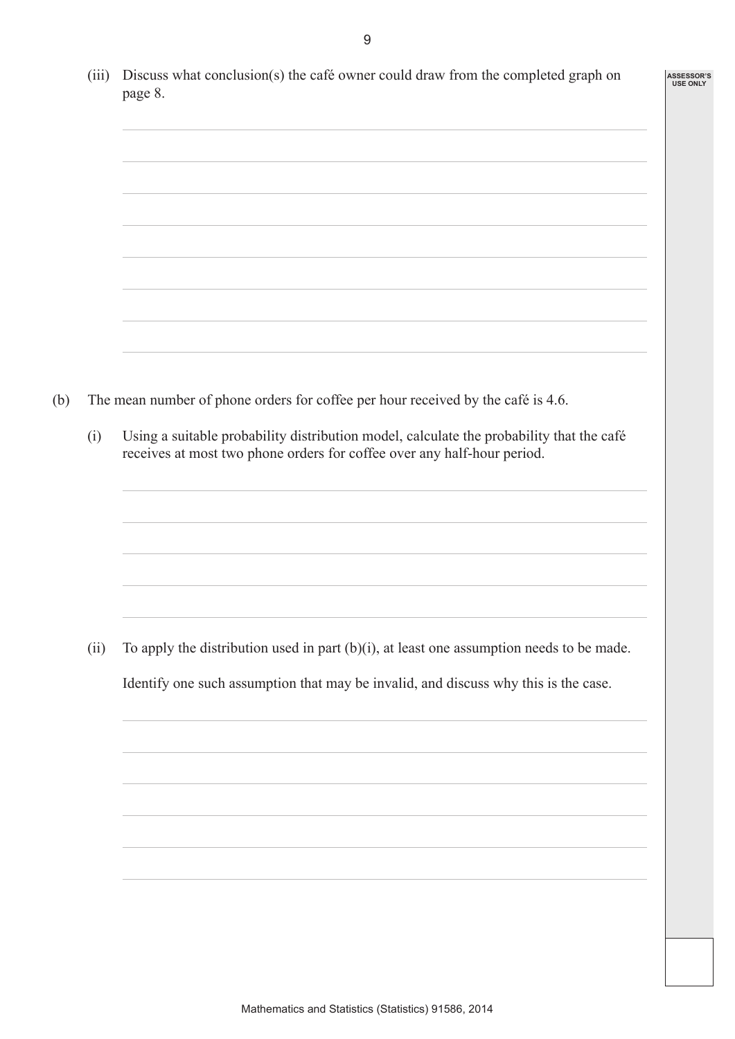(iii) Discuss what conclusion(s) the café owner could draw from the completed graph on page 8.

(b) The mean number of phone orders for coffee per hour received by the café is 4.6.

(i) Using a suitable probability distribution model, calculate the probability that the café receives at most two phone orders for coffee over any half-hour period.

(ii) To apply the distribution used in part (b)(i), at least one assumption needs to be made.

Identify one such assumption that may be invalid, and discuss why this is the case.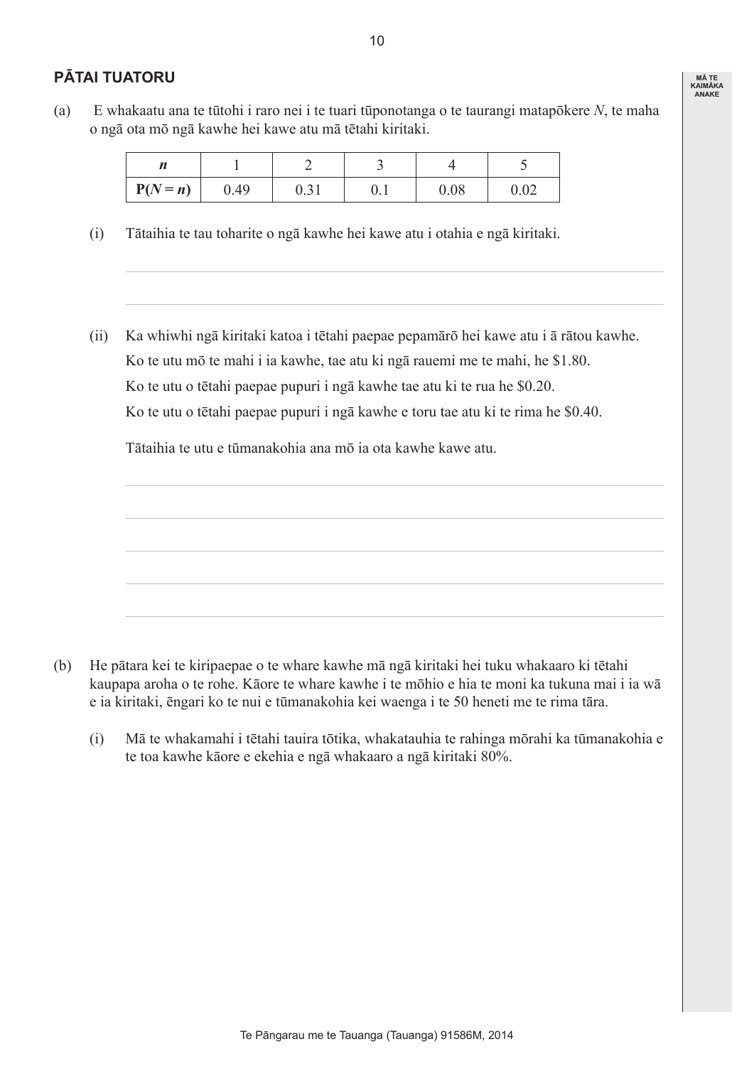## PĀTAI TUATORU

(a) E whakaatu ana te tūtohi i raro nei i te tuari tūponotanga o te taurangi matapōkere $N$, te maha o ngā ota mō ngā kawhe hei kawe atu mā tētahi kiritaki.

| $n$ | 1 | 2 | 3 | 4 | 5 |
|---|---|---|---|---|---|
| $P(N = n)$ | 0.49 | 0.31 | 0.1 | 0.08 | 0.02 |

(i) Tātaihia te tau toharite o ngā kawhe hei kawe atu i otahia e ngā kiritaki.

(ii) Ka whiwhi ngā kiritaki katoa i tētahi paepae pepamārō hei kawe atu i ā rātou kawhe.

Ko te utu mō te mahi i ia kawhe, tae atu ki ngā rauemi me te mahi, he \$1.80.

Ko te utu o tētahi paepae pupuri i ngā kawhe tae atu ki te rua he \$0.20.

Ko te utu o tētahi paepae pupuri i ngā kawhe e toru tae atu ki te rima he \$0.40.

Tātaihia te utu e tūmanakohia ana mō ia ota kawhe kawe atu.

(b) He pātara kei te kiripaepae o te whare kawhe mā ngā kiritaki hei tuku whakaaro ki tētahi kaupapa aroha o te rohe. Kāore te whare kawhe i te mōhio e hia te moni ka tukuna mai i ia wā e ia kiritaki, ēngari ko te nui e tūmanakohia kei waenga i te 50 heneti me te rima tāra.

(i) Mā te whakamahi i tētahi tauira tōtika, whakatauhia te rahinga mōrahi ka tūmanakohia e te toa kawhe kāore e ekehia e ngā whakaaro a ngā kiritaki 80%.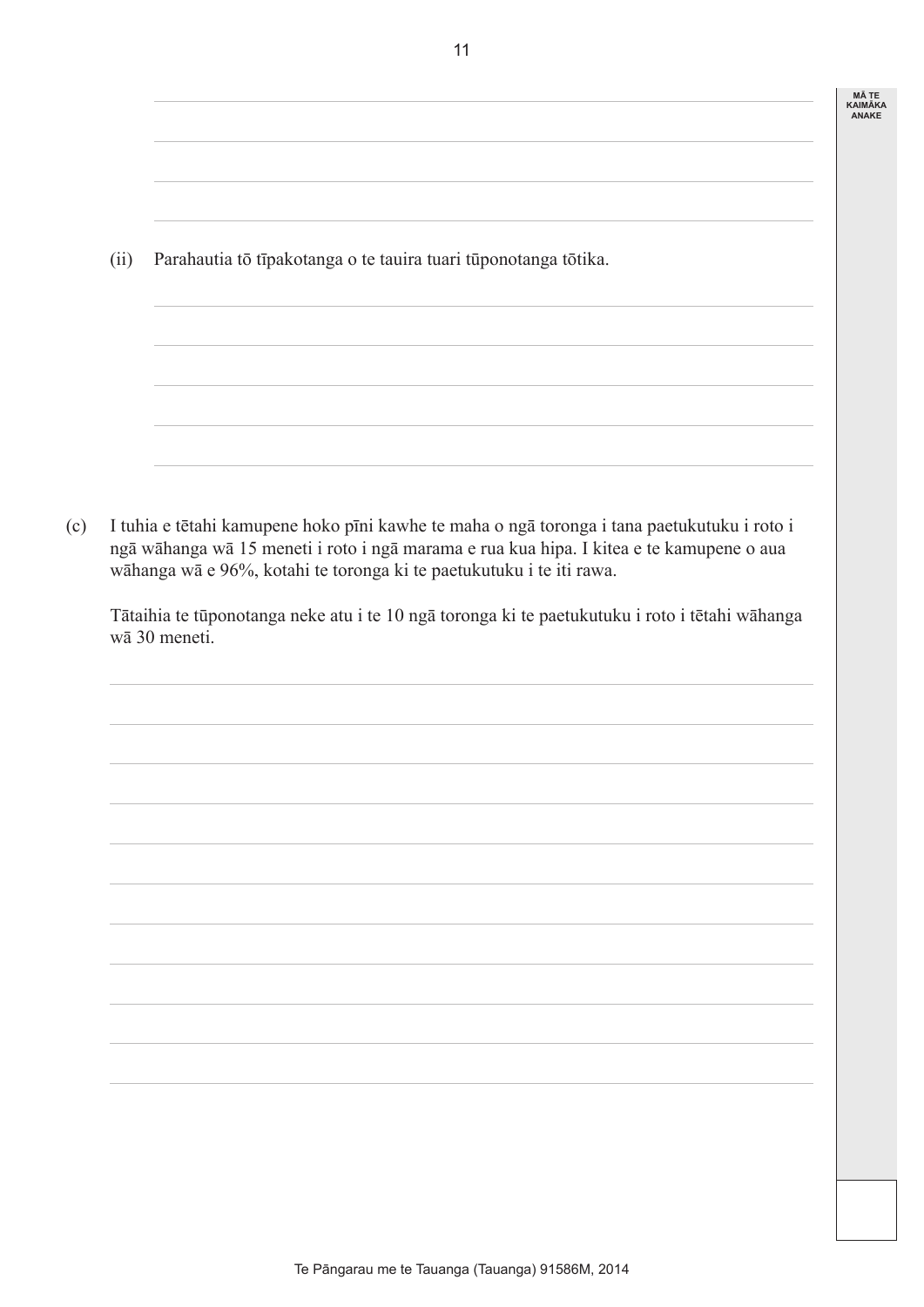(ii) Parahautia tō tīpakotanga o te tauira tuari tūponotanga tōtika.

(c) I tuhia e tētahi kamupene hoko pīni kawhe te maha o ngā toronga i tana paetukutuku i roto i ngā wāhanga wā 15 meneti i roto i ngā marama e rua kua hipa. I kitea e te kamupene o aua wāhanga wā e 96%, kotahi te toronga ki te paetukutuku i te iti rawa.

Tātaihia te tūponotanga neke atu i te 10 ngā toronga ki te paetukutuku i roto i tētahi wāhanga wā 30 meneti.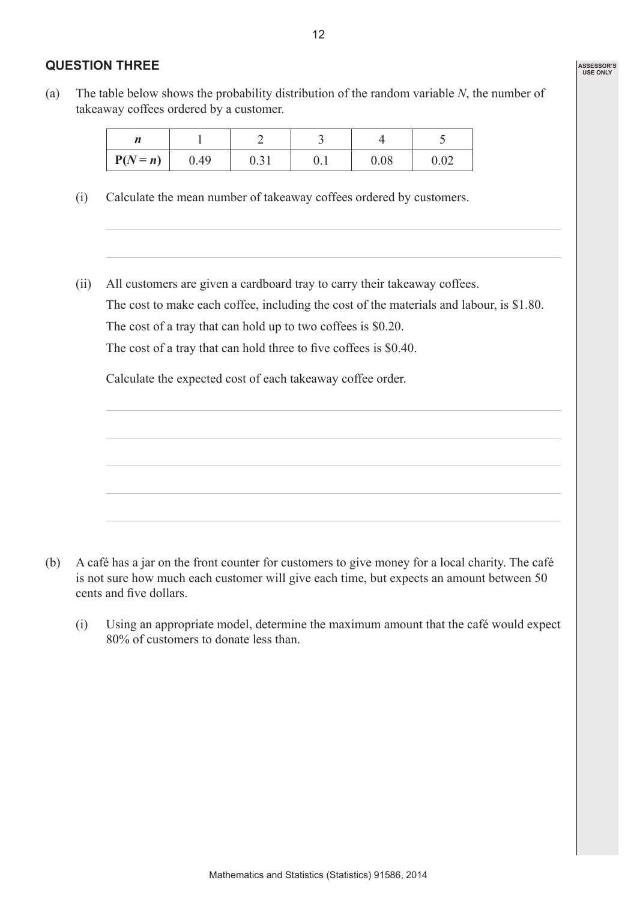## QUESTION THREE

(a) The table below shows the probability distribution of the random variable $N$, the number of takeaway coffees ordered by a customer.

| $n$ | 1 | 2 | 3 | 4 | 5 |
|---|---|---|---|---|---|
| $P(N = n)$ | 0.49 | 0.31 | 0.1 | 0.08 | 0.02 |

(i) Calculate the mean number of takeaway coffees ordered by customers.

(ii) All customers are given a cardboard tray to carry their takeaway coffees.

The cost to make each coffee, including the cost of the materials and labour, is \$1.80.

The cost of a tray that can hold up to two coffees is \$0.20.

The cost of a tray that can hold three to five coffees is \$0.40.

Calculate the expected cost of each takeaway coffee order.

(b) A café has a jar on the front counter for customers to give money for a local charity. The café is not sure how much each customer will give each time, but expects an amount between 50 cents and five dollars.

(i) Using an appropriate model, determine the maximum amount that the café would expect 80% of customers to donate less than.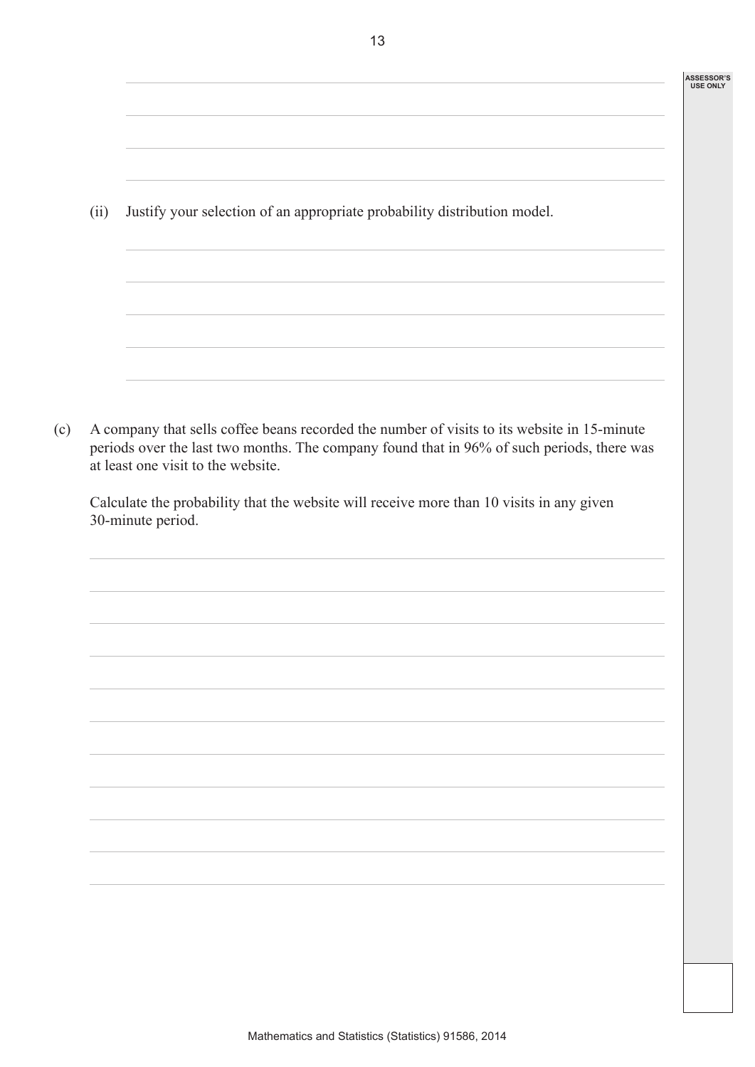(ii) Justify your selection of an appropriate probability distribution model.

(c) A company that sells coffee beans recorded the number of visits to its website in 15-minute periods over the last two months. The company found that in 96% of such periods, there was at least one visit to the website.

Calculate the probability that the website will receive more than 10 visits in any given 30-minute period.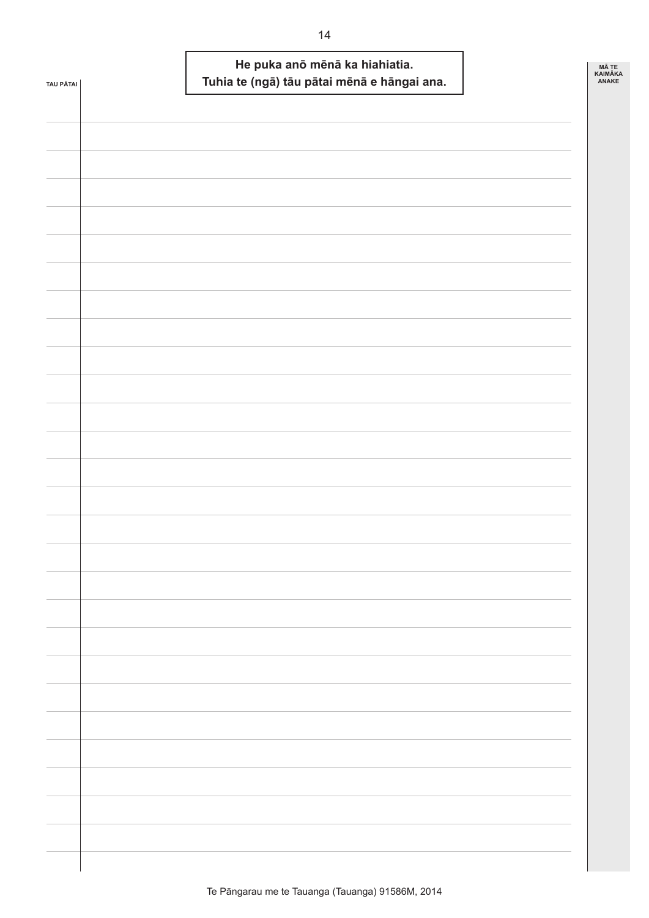**He puka anō mēnā ka hiahiatia.**
**Tuhia te (ngā) tāu pātai mēnā e hāngai ana.**

TAU PĀTAI

MĀ TE KAIMĀKA ANAKE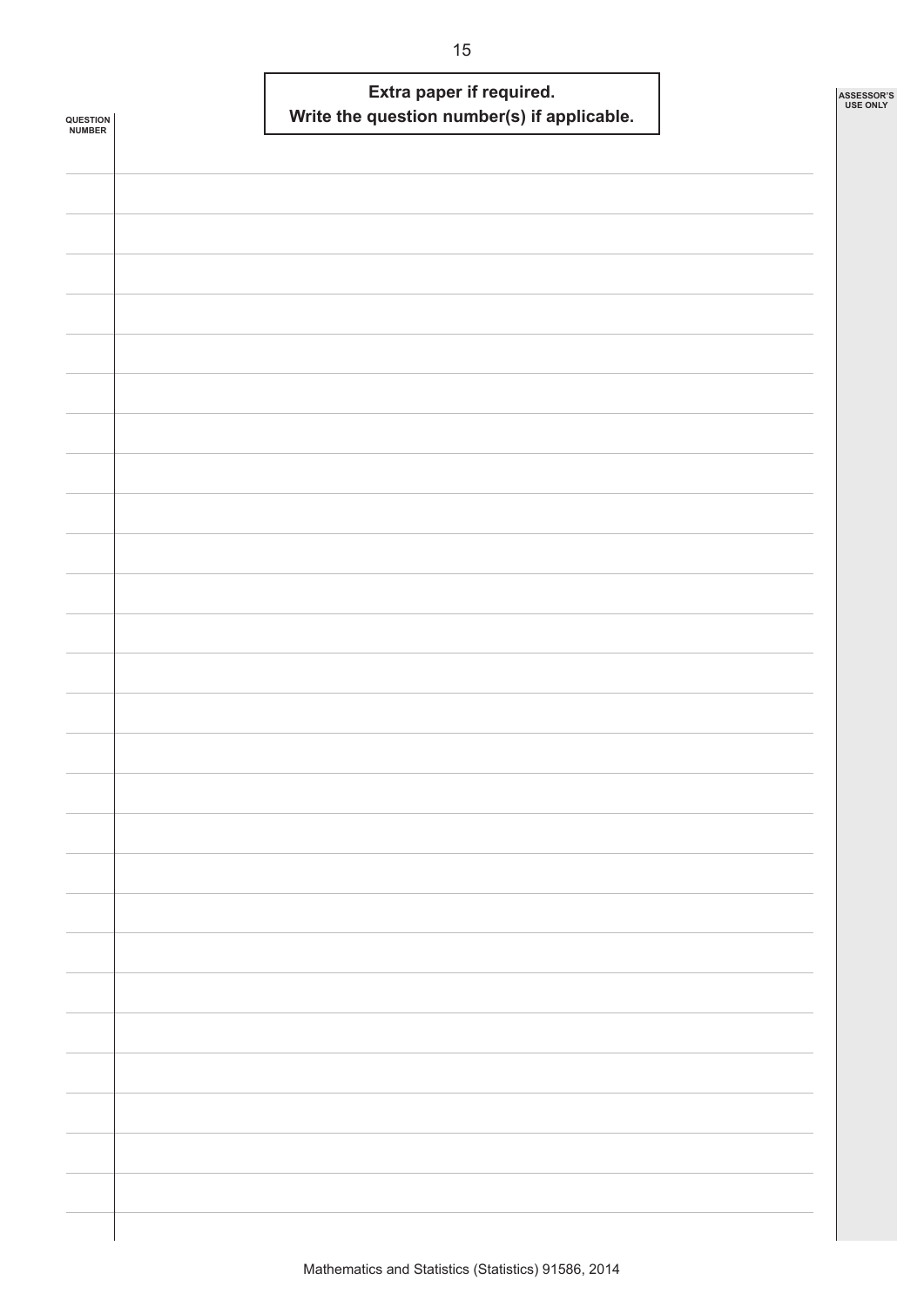**Extra paper if required.**
**Write the question number(s) if applicable.**

QUESTION NUMBER

ASSESSOR'S USE ONLY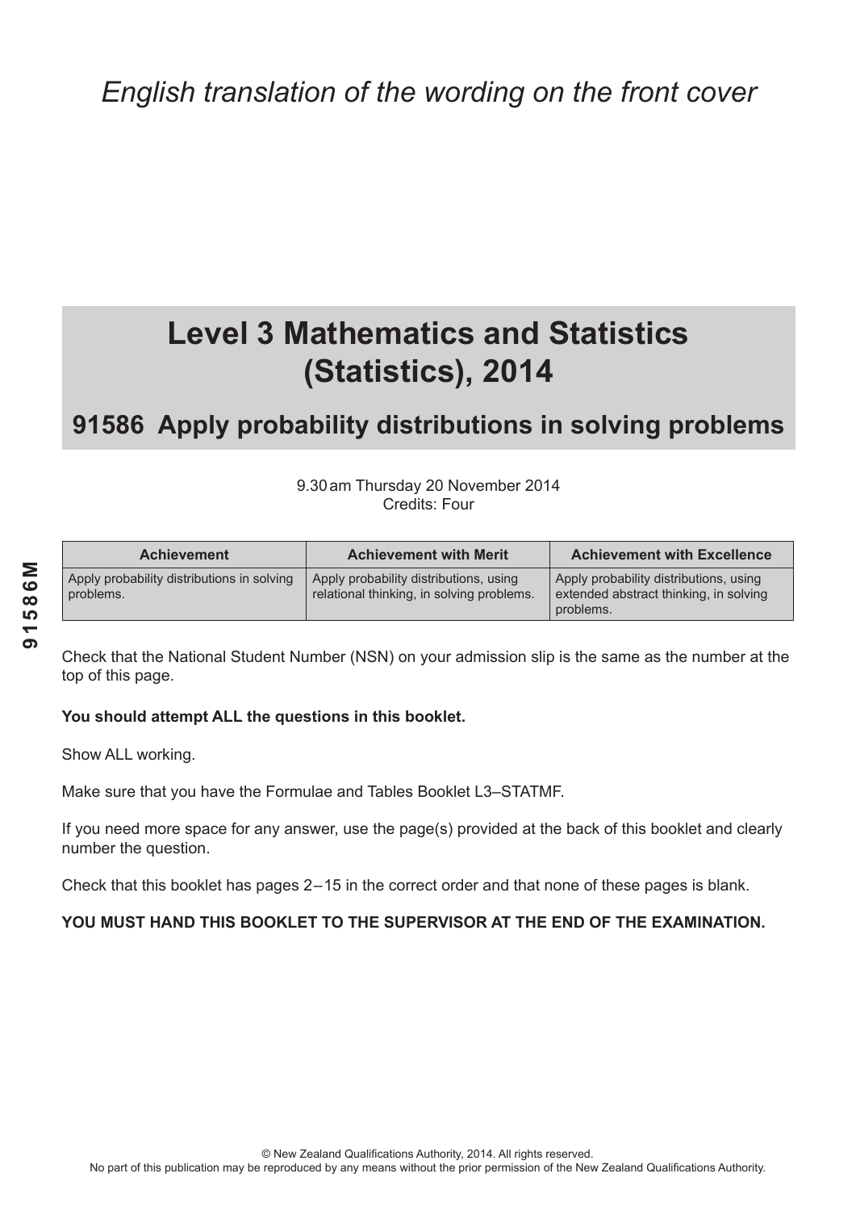*English translation of the wording on the front cover*

# Level 3 Mathematics and Statistics (Statistics), 2014

## 91586 Apply probability distributions in solving problems

9.30 am Thursday 20 November 2014
Credits: Four

| Achievement | Achievement with Merit | Achievement with Excellence |
| --- | --- | --- |
| Apply probability distributions in solving problems. | Apply probability distributions, using relational thinking, in solving problems. | Apply probability distributions, using extended abstract thinking, in solving problems. |

91586M

Check that the National Student Number (NSN) on your admission slip is the same as the number at the top of this page.

**You should attempt ALL the questions in this booklet.**

Show ALL working.

Make sure that you have the Formulae and Tables Booklet L3–STATMF.

If you need more space for any answer, use the page(s) provided at the back of this booklet and clearly number the question.

Check that this booklet has pages 2–15 in the correct order and that none of these pages is blank.

**YOU MUST HAND THIS BOOKLET TO THE SUPERVISOR AT THE END OF THE EXAMINATION.**

© New Zealand Qualifications Authority, 2014. All rights reserved.
No part of this publication may be reproduced by any means without the prior permission of the New Zealand Qualifications Authority.